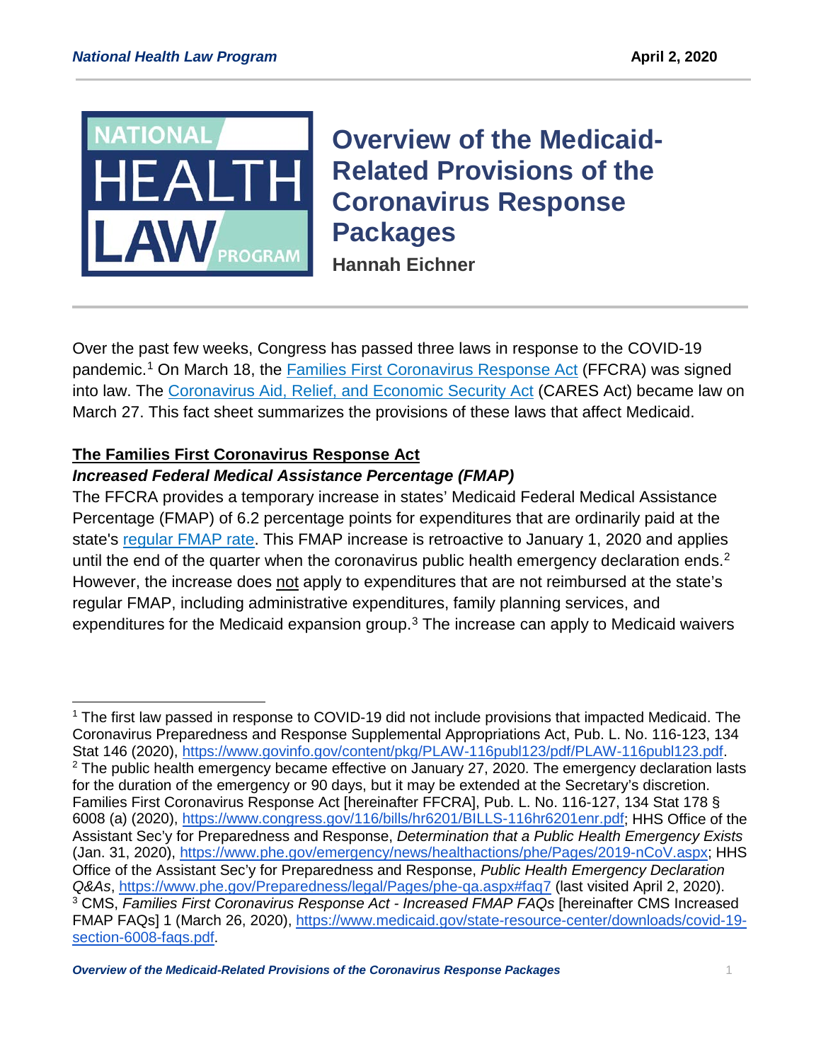**National Health Law Program** April 2, 2020

# Overview of the Medicaid-Related Provisions of the Coronavirus Response Packages

**Hannah Eichner**

Over the past few weeks, Congress has passed three laws in response to the COVID-19 pandemic.[1] On March 18, the Families First Coronavirus Response Act (FFCRA) was signed into law. The Coronavirus Aid, Relief, and Economic Security Act (CARES Act) became law on March 27. This fact sheet summarizes the provisions of these laws that affect Medicaid.

## The Families First Coronavirus Response Act

### *Increased Federal Medical Assistance Percentage (FMAP)*

The FFCRA provides a temporary increase in states' Medicaid Federal Medical Assistance Percentage (FMAP) of 6.2 percentage points for expenditures that are ordinarily paid at the state's regular FMAP rate. This FMAP increase is retroactive to January 1, 2020 and applies until the end of the quarter when the coronavirus public health emergency declaration ends.[2] However, the increase does not apply to expenditures that are not reimbursed at the state's regular FMAP, including administrative expenditures, family planning services, and expenditures for the Medicaid expansion group.[3] The increase can apply to Medicaid waivers

---

[1] The first law passed in response to COVID-19 did not include provisions that impacted Medicaid. The Coronavirus Preparedness and Response Supplemental Appropriations Act, Pub. L. No. 116-123, 134 Stat 146 (2020), https://www.govinfo.gov/content/pkg/PLAW-116publ123/pdf/PLAW-116publ123.pdf.

[2] The public health emergency became effective on January 27, 2020. The emergency declaration lasts for the duration of the emergency or 90 days, but it may be extended at the Secretary's discretion. Families First Coronavirus Response Act [hereinafter FFCRA], Pub. L. No. 116-127, 134 Stat 178 § 6008 (a) (2020), https://www.congress.gov/116/bills/hr6201/BILLS-116hr6201enr.pdf; HHS Office of the Assistant Sec'y for Preparedness and Response, *Determination that a Public Health Emergency Exists* (Jan. 31, 2020), https://www.phe.gov/emergency/news/healthactions/phe/Pages/2019-nCoV.aspx; HHS Office of the Assistant Sec'y for Preparedness and Response, *Public Health Emergency Declaration Q&As*, https://www.phe.gov/Preparedness/legal/Pages/phe-qa.aspx#faq7 (last visited April 2, 2020).

[3] CMS, *Families First Coronavirus Response Act - Increased FMAP FAQs* [hereinafter CMS Increased FMAP FAQs] 1 (March 26, 2020), https://www.medicaid.gov/state-resource-center/downloads/covid-19-section-6008-faqs.pdf.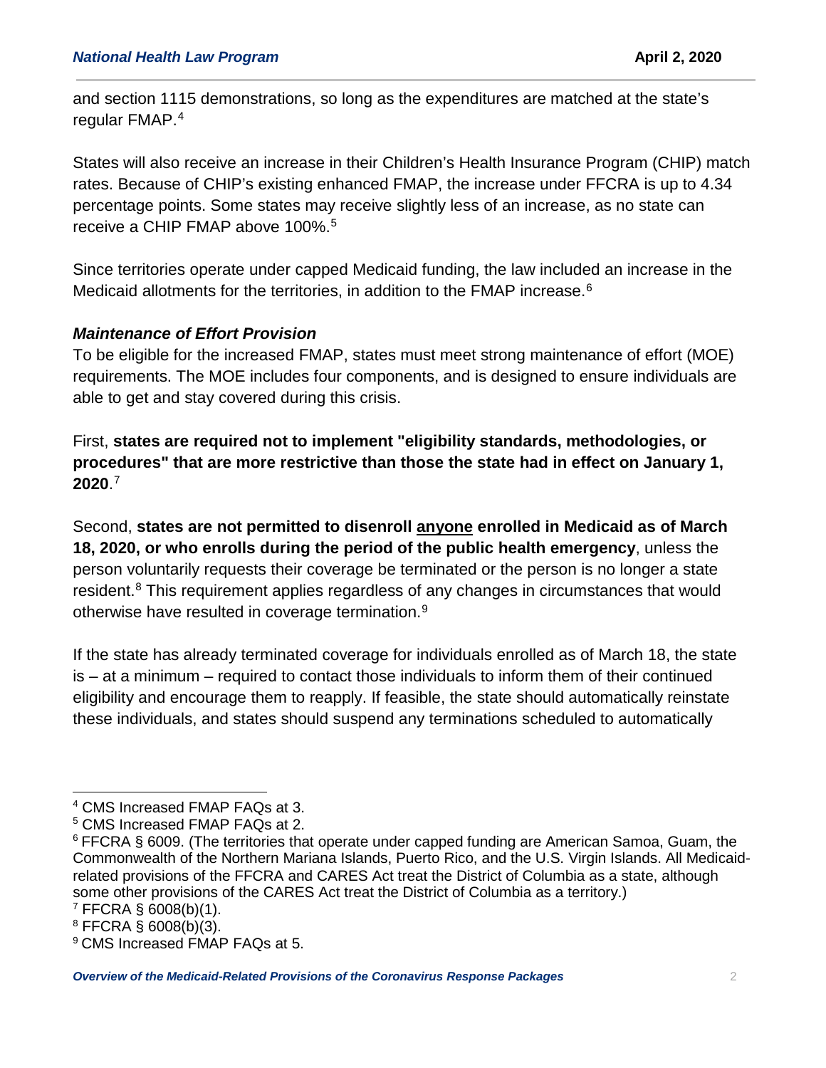and section 1115 demonstrations, so long as the expenditures are matched at the state's regular FMAP.[4]

States will also receive an increase in their Children's Health Insurance Program (CHIP) match rates. Because of CHIP's existing enhanced FMAP, the increase under FFCRA is up to 4.34 percentage points. Some states may receive slightly less of an increase, as no state can receive a CHIP FMAP above 100%.[5]

Since territories operate under capped Medicaid funding, the law included an increase in the Medicaid allotments for the territories, in addition to the FMAP increase.[6]

### *Maintenance of Effort Provision*

To be eligible for the increased FMAP, states must meet strong maintenance of effort (MOE) requirements. The MOE includes four components, and is designed to ensure individuals are able to get and stay covered during this crisis.

First, **states are required not to implement "eligibility standards, methodologies, or procedures" that are more restrictive than those the state had in effect on January 1, 2020**.[7]

Second, **states are not permitted to disenroll <u>anyone</u> enrolled in Medicaid as of March 18, 2020, or who enrolls during the period of the public health emergency**, unless the person voluntarily requests their coverage be terminated or the person is no longer a state resident.[8] This requirement applies regardless of any changes in circumstances that would otherwise have resulted in coverage termination.[9]

If the state has already terminated coverage for individuals enrolled as of March 18, the state is – at a minimum – required to contact those individuals to inform them of their continued eligibility and encourage them to reapply. If feasible, the state should automatically reinstate these individuals, and states should suspend any terminations scheduled to automatically

---

[4] CMS Increased FMAP FAQs at 3.

[5] CMS Increased FMAP FAQs at 2.

[6] FFCRA § 6009. (The territories that operate under capped funding are American Samoa, Guam, the Commonwealth of the Northern Mariana Islands, Puerto Rico, and the U.S. Virgin Islands. All Medicaid-related provisions of the FFCRA and CARES Act treat the District of Columbia as a state, although some other provisions of the CARES Act treat the District of Columbia as a territory.)

[7] FFCRA § 6008(b)(1).

[8] FFCRA § 6008(b)(3).

[9] CMS Increased FMAP FAQs at 5.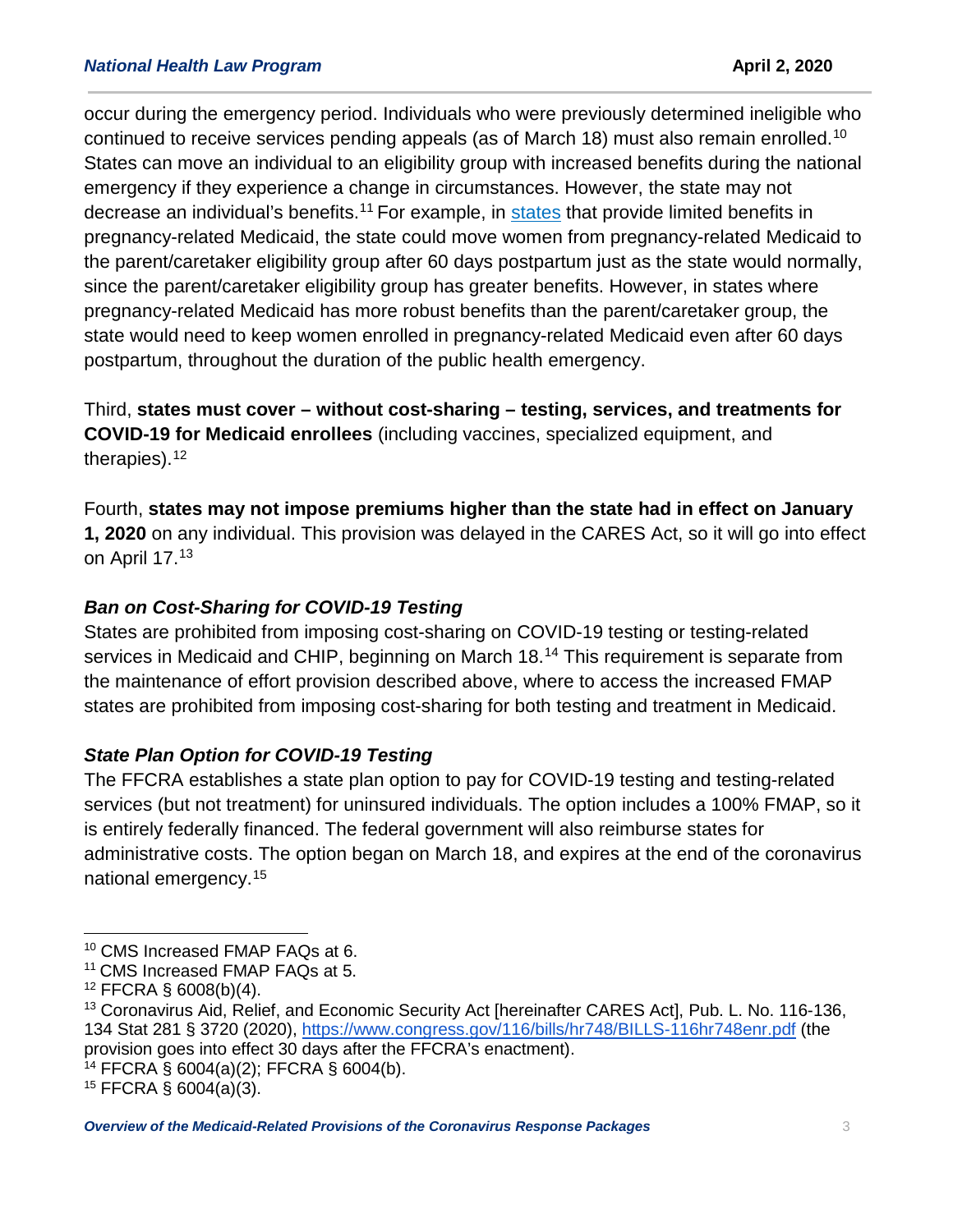occur during the emergency period. Individuals who were previously determined ineligible who continued to receive services pending appeals (as of March 18) must also remain enrolled.[10] States can move an individual to an eligibility group with increased benefits during the national emergency if they experience a change in circumstances. However, the state may not decrease an individual's benefits.[11] For example, in states that provide limited benefits in pregnancy-related Medicaid, the state could move women from pregnancy-related Medicaid to the parent/caretaker eligibility group after 60 days postpartum just as the state would normally, since the parent/caretaker eligibility group has greater benefits. However, in states where pregnancy-related Medicaid has more robust benefits than the parent/caretaker group, the state would need to keep women enrolled in pregnancy-related Medicaid even after 60 days postpartum, throughout the duration of the public health emergency.

Third, **states must cover – without cost-sharing – testing, services, and treatments for COVID-19 for Medicaid enrollees** (including vaccines, specialized equipment, and therapies).[12]

Fourth, **states may not impose premiums higher than the state had in effect on January 1, 2020** on any individual. This provision was delayed in the CARES Act, so it will go into effect on April 17.[13]

### *Ban on Cost-Sharing for COVID-19 Testing*

States are prohibited from imposing cost-sharing on COVID-19 testing or testing-related services in Medicaid and CHIP, beginning on March 18.[14] This requirement is separate from the maintenance of effort provision described above, where to access the increased FMAP states are prohibited from imposing cost-sharing for both testing and treatment in Medicaid.

### *State Plan Option for COVID-19 Testing*

The FFCRA establishes a state plan option to pay for COVID-19 testing and testing-related services (but not treatment) for uninsured individuals. The option includes a 100% FMAP, so it is entirely federally financed. The federal government will also reimburse states for administrative costs. The option began on March 18, and expires at the end of the coronavirus national emergency.[15]

---

[10] CMS Increased FMAP FAQs at 6.
[11] CMS Increased FMAP FAQs at 5.
[12] FFCRA § 6008(b)(4).
[13] Coronavirus Aid, Relief, and Economic Security Act [hereinafter CARES Act], Pub. L. No. 116-136, 134 Stat 281 § 3720 (2020), https://www.congress.gov/116/bills/hr748/BILLS-116hr748enr.pdf (the provision goes into effect 30 days after the FFCRA's enactment).
[14] FFCRA § 6004(a)(2); FFCRA § 6004(b).
[15] FFCRA § 6004(a)(3).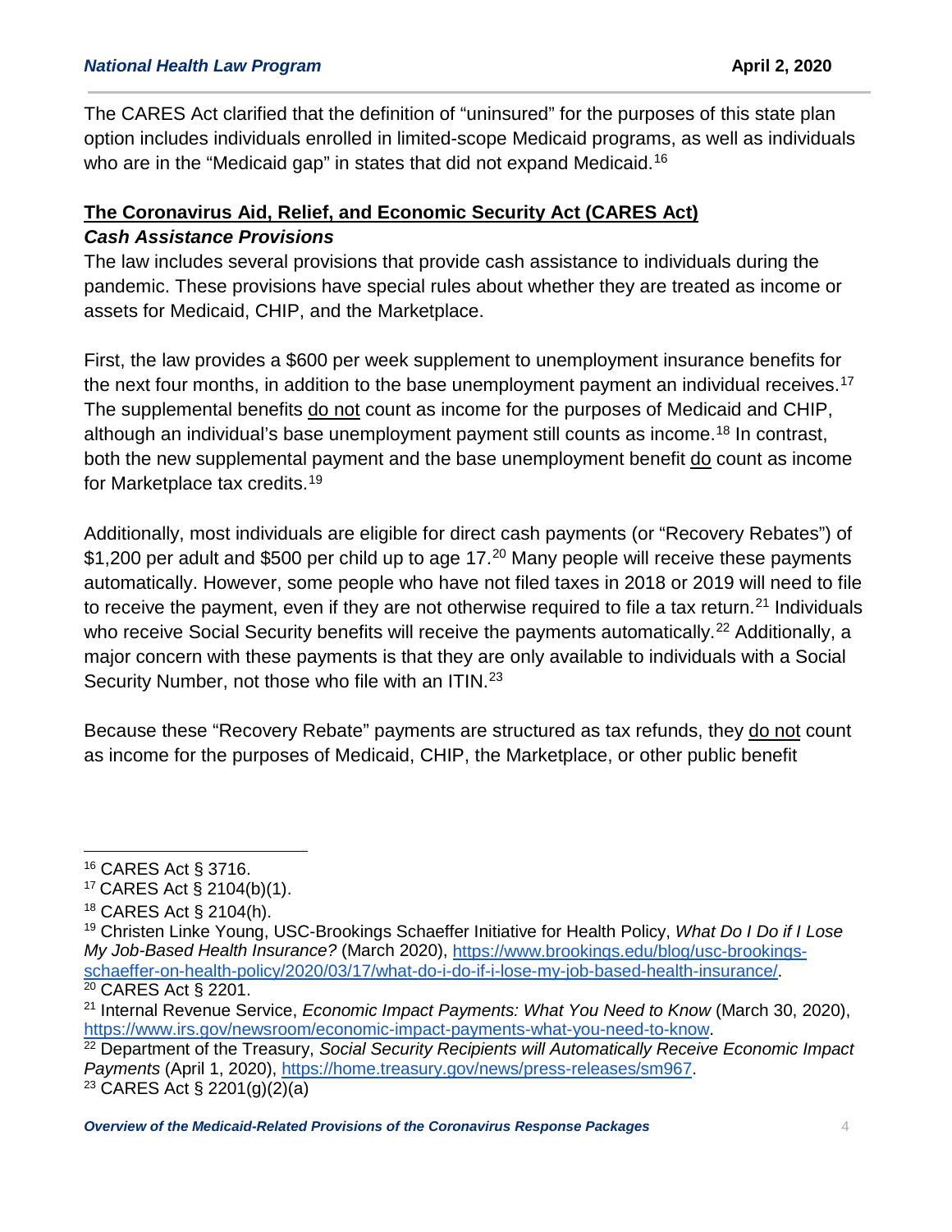The CARES Act clarified that the definition of "uninsured" for the purposes of this state plan option includes individuals enrolled in limited-scope Medicaid programs, as well as individuals who are in the "Medicaid gap" in states that did not expand Medicaid.[16]

## The Coronavirus Aid, Relief, and Economic Security Act (CARES Act)

### *Cash Assistance Provisions*

The law includes several provisions that provide cash assistance to individuals during the pandemic. These provisions have special rules about whether they are treated as income or assets for Medicaid, CHIP, and the Marketplace.

First, the law provides a $600 per week supplement to unemployment insurance benefits for the next four months, in addition to the base unemployment payment an individual receives.[17] The supplemental benefits do not count as income for the purposes of Medicaid and CHIP, although an individual's base unemployment payment still counts as income.[18] In contrast, both the new supplemental payment and the base unemployment benefit do count as income for Marketplace tax credits.[19]

Additionally, most individuals are eligible for direct cash payments (or "Recovery Rebates") of $1,200 per adult and $500 per child up to age 17.[20] Many people will receive these payments automatically. However, some people who have not filed taxes in 2018 or 2019 will need to file to receive the payment, even if they are not otherwise required to file a tax return.[21] Individuals who receive Social Security benefits will receive the payments automatically.[22] Additionally, a major concern with these payments is that they are only available to individuals with a Social Security Number, not those who file with an ITIN.[23]

Because these "Recovery Rebate" payments are structured as tax refunds, they do not count as income for the purposes of Medicaid, CHIP, the Marketplace, or other public benefit

---

[16] CARES Act § 3716.

[17] CARES Act § 2104(b)(1).

[18] CARES Act § 2104(h).

[19] Christen Linke Young, USC-Brookings Schaeffer Initiative for Health Policy, *What Do I Do if I Lose My Job-Based Health Insurance?* (March 2020), https://www.brookings.edu/blog/usc-brookings-schaeffer-on-health-policy/2020/03/17/what-do-i-do-if-i-lose-my-job-based-health-insurance/.

[20] CARES Act § 2201.

[21] Internal Revenue Service, *Economic Impact Payments: What You Need to Know* (March 30, 2020), https://www.irs.gov/newsroom/economic-impact-payments-what-you-need-to-know.

[22] Department of the Treasury, *Social Security Recipients will Automatically Receive Economic Impact Payments* (April 1, 2020), https://home.treasury.gov/news/press-releases/sm967.

[23] CARES Act § 2201(g)(2)(a)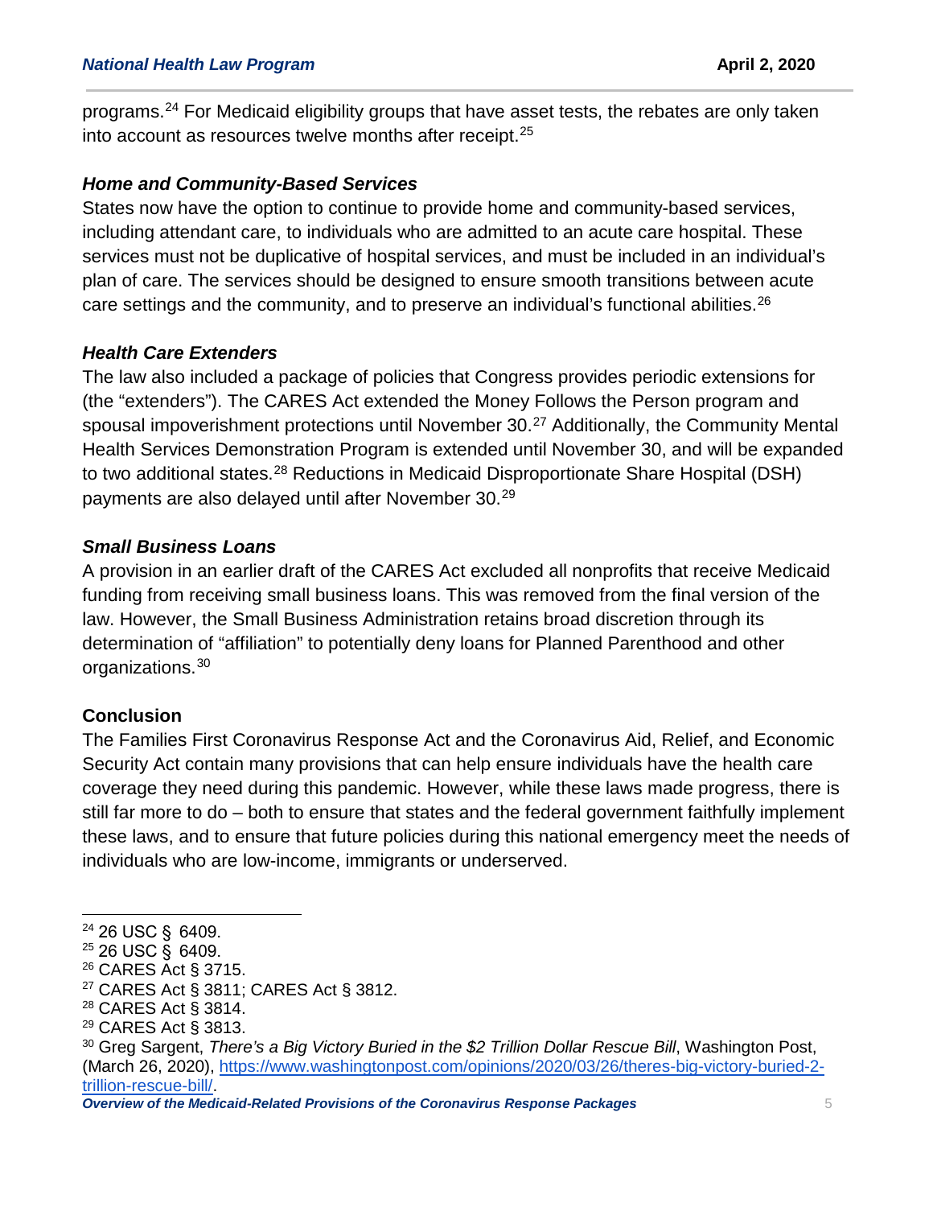programs.[24] For Medicaid eligibility groups that have asset tests, the rebates are only taken into account as resources twelve months after receipt.[25]

### *Home and Community-Based Services*

States now have the option to continue to provide home and community-based services, including attendant care, to individuals who are admitted to an acute care hospital. These services must not be duplicative of hospital services, and must be included in an individual's plan of care. The services should be designed to ensure smooth transitions between acute care settings and the community, and to preserve an individual's functional abilities.[26]

### *Health Care Extenders*

The law also included a package of policies that Congress provides periodic extensions for (the "extenders"). The CARES Act extended the Money Follows the Person program and spousal impoverishment protections until November 30.[27] Additionally, the Community Mental Health Services Demonstration Program is extended until November 30, and will be expanded to two additional states.[28] Reductions in Medicaid Disproportionate Share Hospital (DSH) payments are also delayed until after November 30.[29]

### *Small Business Loans*

A provision in an earlier draft of the CARES Act excluded all nonprofits that receive Medicaid funding from receiving small business loans. This was removed from the final version of the law. However, the Small Business Administration retains broad discretion through its determination of "affiliation" to potentially deny loans for Planned Parenthood and other organizations.[30]

## Conclusion

The Families First Coronavirus Response Act and the Coronavirus Aid, Relief, and Economic Security Act contain many provisions that can help ensure individuals have the health care coverage they need during this pandemic. However, while these laws made progress, there is still far more to do – both to ensure that states and the federal government faithfully implement these laws, and to ensure that future policies during this national emergency meet the needs of individuals who are low-income, immigrants or underserved.

---

[24] 26 USC § 6409.
[25] 26 USC § 6409.
[26] CARES Act § 3715.
[27] CARES Act § 3811; CARES Act § 3812.
[28] CARES Act § 3814.
[29] CARES Act § 3813.
[30] Greg Sargent, *There's a Big Victory Buried in the $2 Trillion Dollar Rescue Bill*, Washington Post, (March 26, 2020), https://www.washingtonpost.com/opinions/2020/03/26/theres-big-victory-buried-2-trillion-rescue-bill/.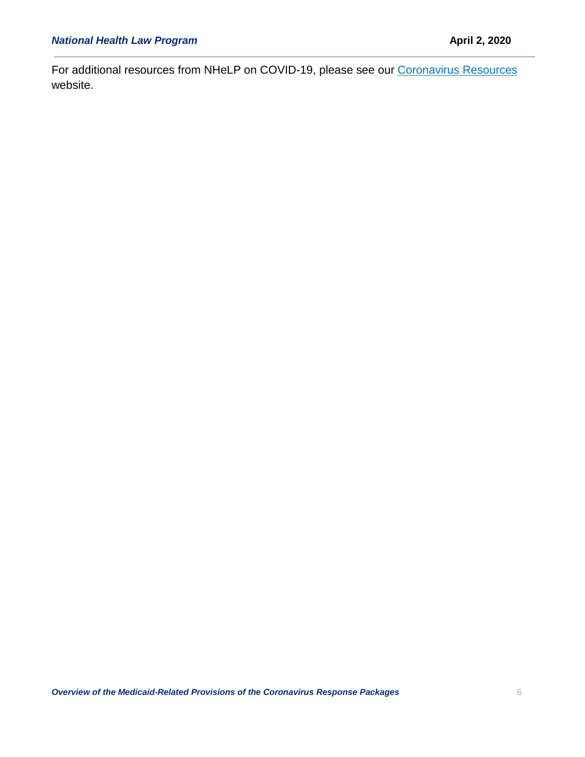For additional resources from NHeLP on COVID-19, please see our [Coronavirus Resources] website.